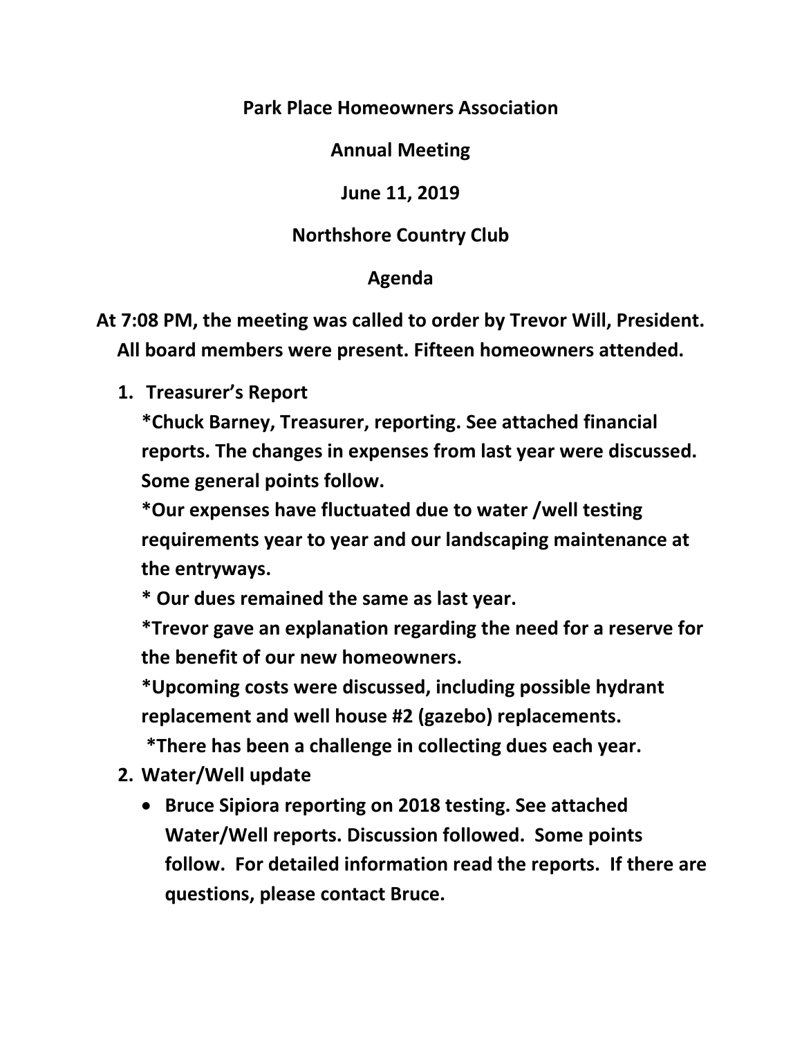**Park Place Homeowners Association**

**Annual Meeting**

**June 11, 2019**

**Northshore Country Club**

**Agenda**

**At 7:08 PM, the meeting was called to order by Trevor Will, President. All board members were present. Fifteen homeowners attended.**

1. **Treasurer's Report**

   **\*Chuck Barney, Treasurer, reporting. See attached financial reports. The changes in expenses from last year were discussed. Some general points follow.**

   **\*Our expenses have fluctuated due to water /well testing requirements year to year and our landscaping maintenance at the entryways.**

   **\* Our dues remained the same as last year.**

   **\*Trevor gave an explanation regarding the need for a reserve for the benefit of our new homeowners.**

   **\*Upcoming costs were discussed, including possible hydrant replacement and well house #2 (gazebo) replacements.**

   **\*There has been a challenge in collecting dues each year.**

2. **Water/Well update**

   - **Bruce Sipiora reporting on 2018 testing. See attached Water/Well reports. Discussion followed. Some points follow. For detailed information read the reports. If there are questions, please contact Bruce.**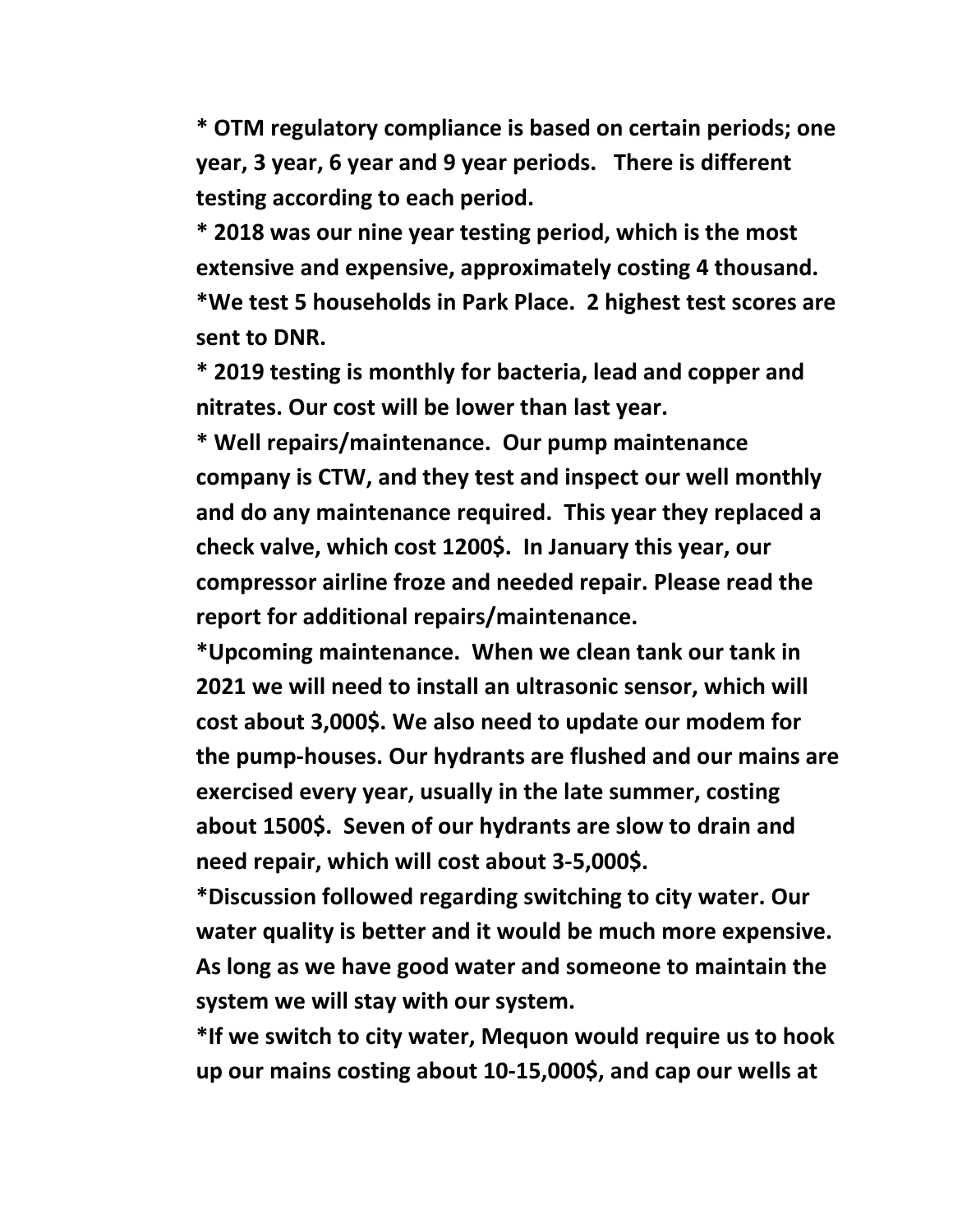**\* OTM regulatory compliance is based on certain periods; one year, 3 year, 6 year and 9 year periods. There is different testing according to each period.**

**\* 2018 was our nine year testing period, which is the most extensive and expensive, approximately costing 4 thousand.**

**\*We test 5 households in Park Place. 2 highest test scores are sent to DNR.**

**\* 2019 testing is monthly for bacteria, lead and copper and nitrates. Our cost will be lower than last year.**

**\* Well repairs/maintenance. Our pump maintenance company is CTW, and they test and inspect our well monthly and do any maintenance required. This year they replaced a check valve, which cost 1200$. In January this year, our compressor airline froze and needed repair. Please read the report for additional repairs/maintenance.**

**\*Upcoming maintenance. When we clean tank our tank in 2021 we will need to install an ultrasonic sensor, which will cost about 3,000$. We also need to update our modem for the pump-houses. Our hydrants are flushed and our mains are exercised every year, usually in the late summer, costing about 1500$. Seven of our hydrants are slow to drain and need repair, which will cost about 3-5,000$.**

**\*Discussion followed regarding switching to city water. Our water quality is better and it would be much more expensive. As long as we have good water and someone to maintain the system we will stay with our system.**

**\*If we switch to city water, Mequon would require us to hook up our mains costing about 10-15,000$, and cap our wells at**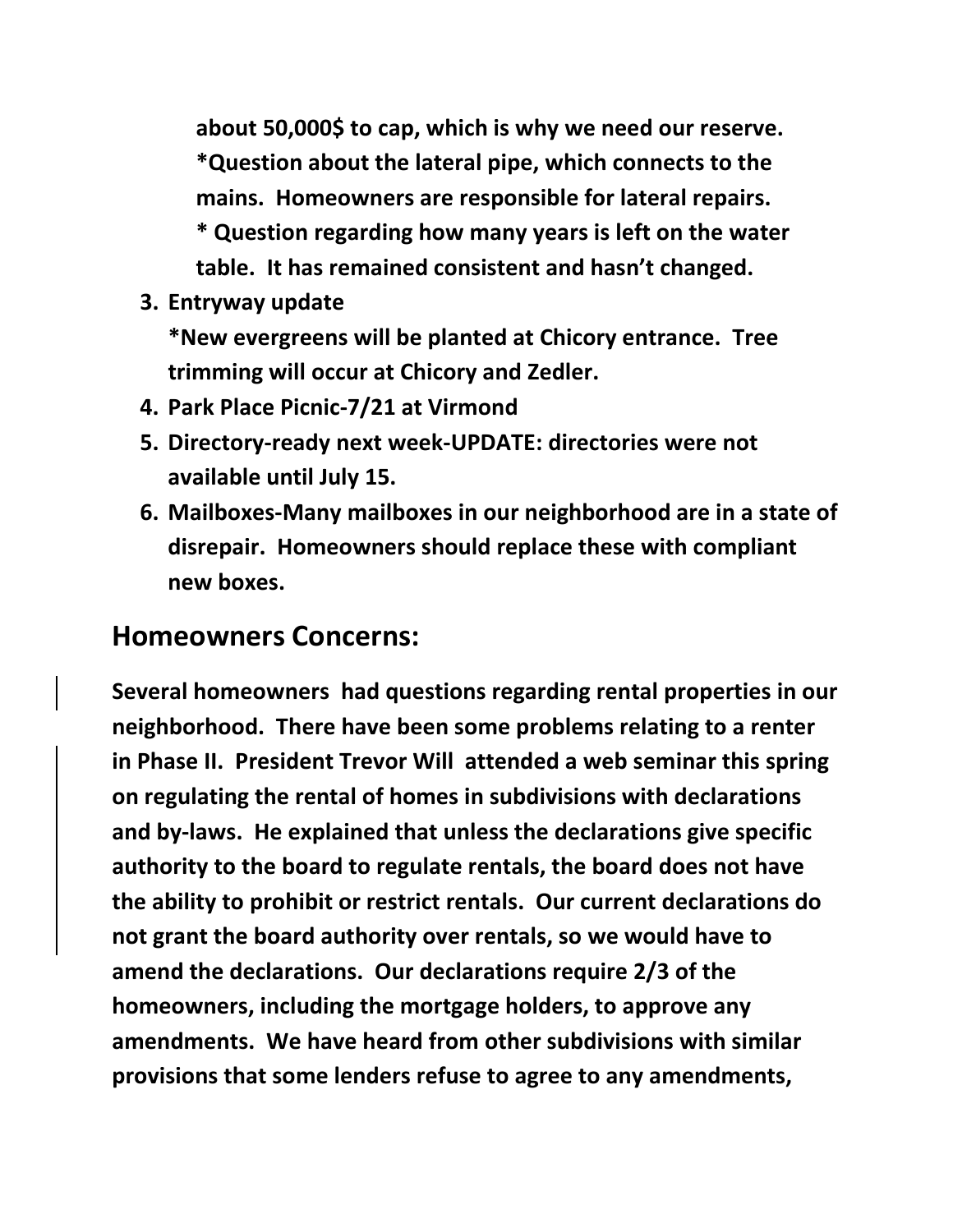**about 50,000$ to cap, which is why we need our reserve.**
**\*Question about the lateral pipe, which connects to the mains. Homeowners are responsible for lateral repairs.**
**\* Question regarding how many years is left on the water table. It has remained consistent and hasn't changed.**

3. **Entryway update**
   **\*New evergreens will be planted at Chicory entrance. Tree trimming will occur at Chicory and Zedler.**
4. **Park Place Picnic-7/21 at Virmond**
5. **Directory-ready next week-UPDATE: directories were not available until July 15.**
6. **Mailboxes-Many mailboxes in our neighborhood are in a state of disrepair. Homeowners should replace these with compliant new boxes.**

## Homeowners Concerns:

**Several homeowners had questions regarding rental properties in our neighborhood. There have been some problems relating to a renter in Phase II. President Trevor Will attended a web seminar this spring on regulating the rental of homes in subdivisions with declarations and by-laws. He explained that unless the declarations give specific authority to the board to regulate rentals, the board does not have the ability to prohibit or restrict rentals. Our current declarations do not grant the board authority over rentals, so we would have to amend the declarations. Our declarations require 2/3 of the homeowners, including the mortgage holders, to approve any amendments. We have heard from other subdivisions with similar provisions that some lenders refuse to agree to any amendments,**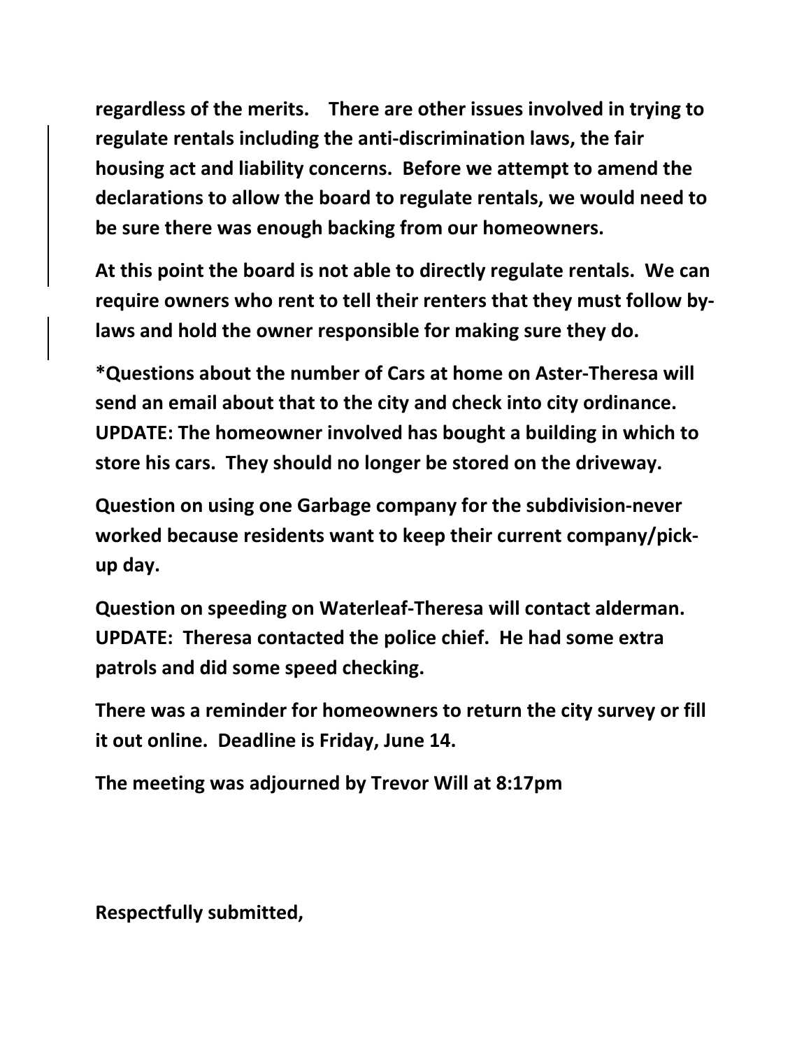**regardless of the merits. There are other issues involved in trying to regulate rentals including the anti-discrimination laws, the fair housing act and liability concerns. Before we attempt to amend the declarations to allow the board to regulate rentals, we would need to be sure there was enough backing from our homeowners.**

**At this point the board is not able to directly regulate rentals. We can require owners who rent to tell their renters that they must follow by-laws and hold the owner responsible for making sure they do.**

**\*Questions about the number of Cars at home on Aster-Theresa will send an email about that to the city and check into city ordinance. UPDATE: The homeowner involved has bought a building in which to store his cars. They should no longer be stored on the driveway.**

**Question on using one Garbage company for the subdivision-never worked because residents want to keep their current company/pick-up day.**

**Question on speeding on Waterleaf-Theresa will contact alderman. UPDATE: Theresa contacted the police chief. He had some extra patrols and did some speed checking.**

**There was a reminder for homeowners to return the city survey or fill it out online. Deadline is Friday, June 14.**

**The meeting was adjourned by Trevor Will at 8:17pm**

**Respectfully submitted,**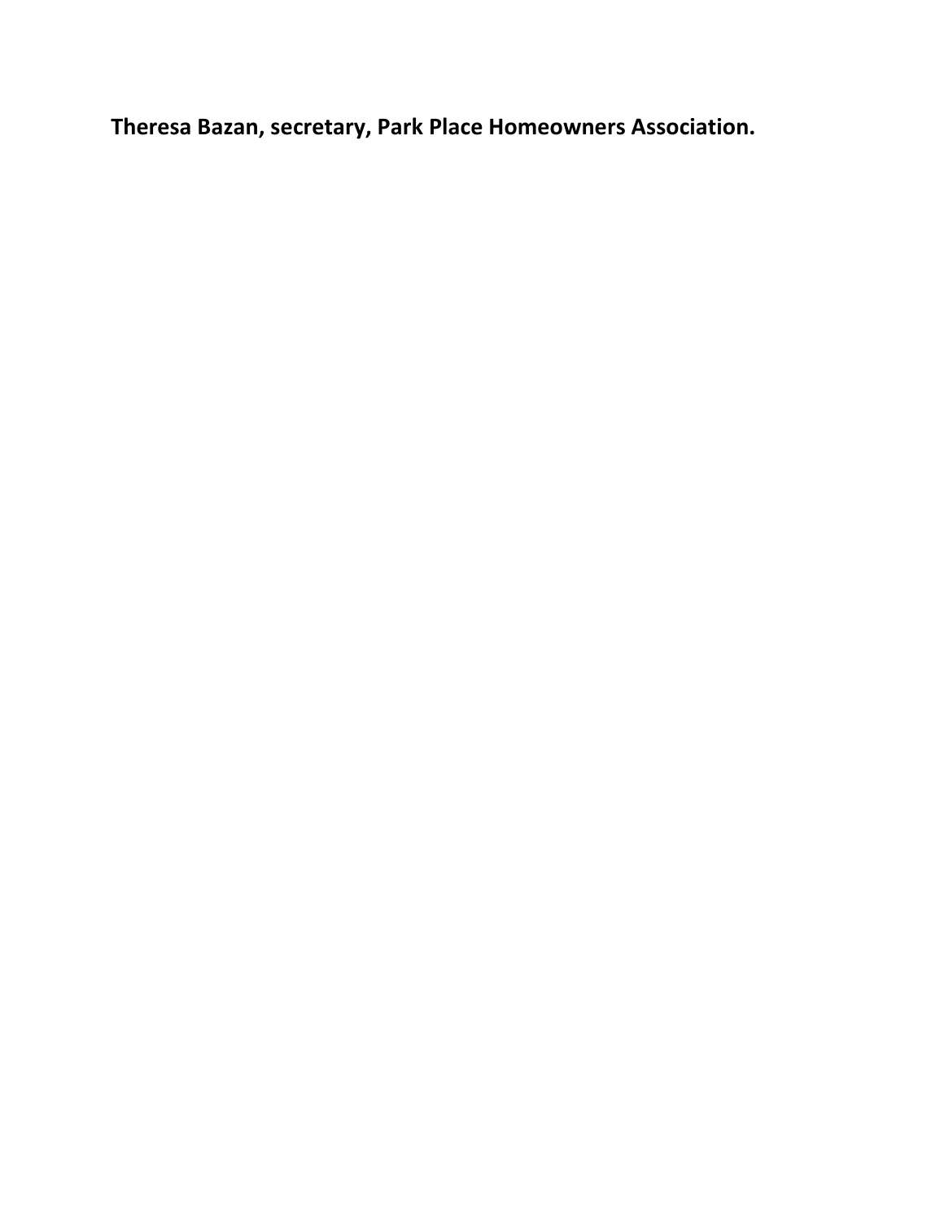**Theresa Bazan, secretary, Park Place Homeowners Association.**